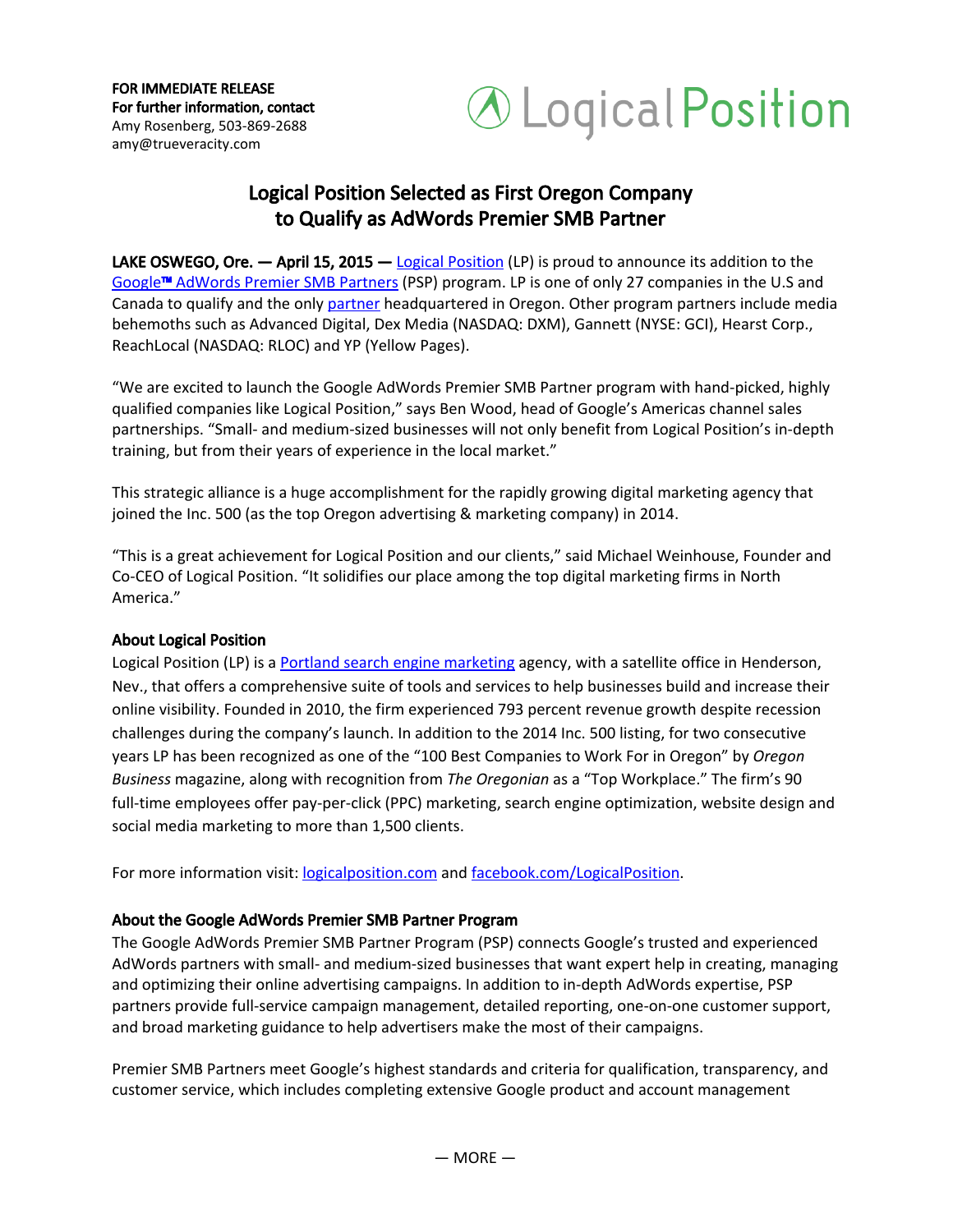**FOR IMMEDIATE RELEASE**
**For further information, contact**
Amy Rosenberg, 503-869-2688
amy@trueveracity.com

Logical Position

# Logical Position Selected as First Oregon Company to Qualify as AdWords Premier SMB Partner

**LAKE OSWEGO, Ore. — April 15, 2015 —** Logical Position (LP) is proud to announce its addition to the Google™ AdWords Premier SMB Partners (PSP) program. LP is one of only 27 companies in the U.S and Canada to qualify and the only partner headquartered in Oregon. Other program partners include media behemoths such as Advanced Digital, Dex Media (NASDAQ: DXM), Gannett (NYSE: GCI), Hearst Corp., ReachLocal (NASDAQ: RLOC) and YP (Yellow Pages).

"We are excited to launch the Google AdWords Premier SMB Partner program with hand-picked, highly qualified companies like Logical Position," says Ben Wood, head of Google's Americas channel sales partnerships. "Small- and medium-sized businesses will not only benefit from Logical Position's in-depth training, but from their years of experience in the local market."

This strategic alliance is a huge accomplishment for the rapidly growing digital marketing agency that joined the Inc. 500 (as the top Oregon advertising & marketing company) in 2014.

"This is a great achievement for Logical Position and our clients," said Michael Weinhouse, Founder and Co-CEO of Logical Position. "It solidifies our place among the top digital marketing firms in North America."

**About Logical Position**
Logical Position (LP) is a Portland search engine marketing agency, with a satellite office in Henderson, Nev., that offers a comprehensive suite of tools and services to help businesses build and increase their online visibility. Founded in 2010, the firm experienced 793 percent revenue growth despite recession challenges during the company's launch. In addition to the 2014 Inc. 500 listing, for two consecutive years LP has been recognized as one of the "100 Best Companies to Work For in Oregon" by *Oregon Business* magazine, along with recognition from *The Oregonian* as a "Top Workplace." The firm's 90 full-time employees offer pay-per-click (PPC) marketing, search engine optimization, website design and social media marketing to more than 1,500 clients.

For more information visit: logicalposition.com and facebook.com/LogicalPosition.

**About the Google AdWords Premier SMB Partner Program**
The Google AdWords Premier SMB Partner Program (PSP) connects Google's trusted and experienced AdWords partners with small- and medium-sized businesses that want expert help in creating, managing and optimizing their online advertising campaigns. In addition to in-depth AdWords expertise, PSP partners provide full-service campaign management, detailed reporting, one-on-one customer support, and broad marketing guidance to help advertisers make the most of their campaigns.

Premier SMB Partners meet Google's highest standards and criteria for qualification, transparency, and customer service, which includes completing extensive Google product and account management

— MORE —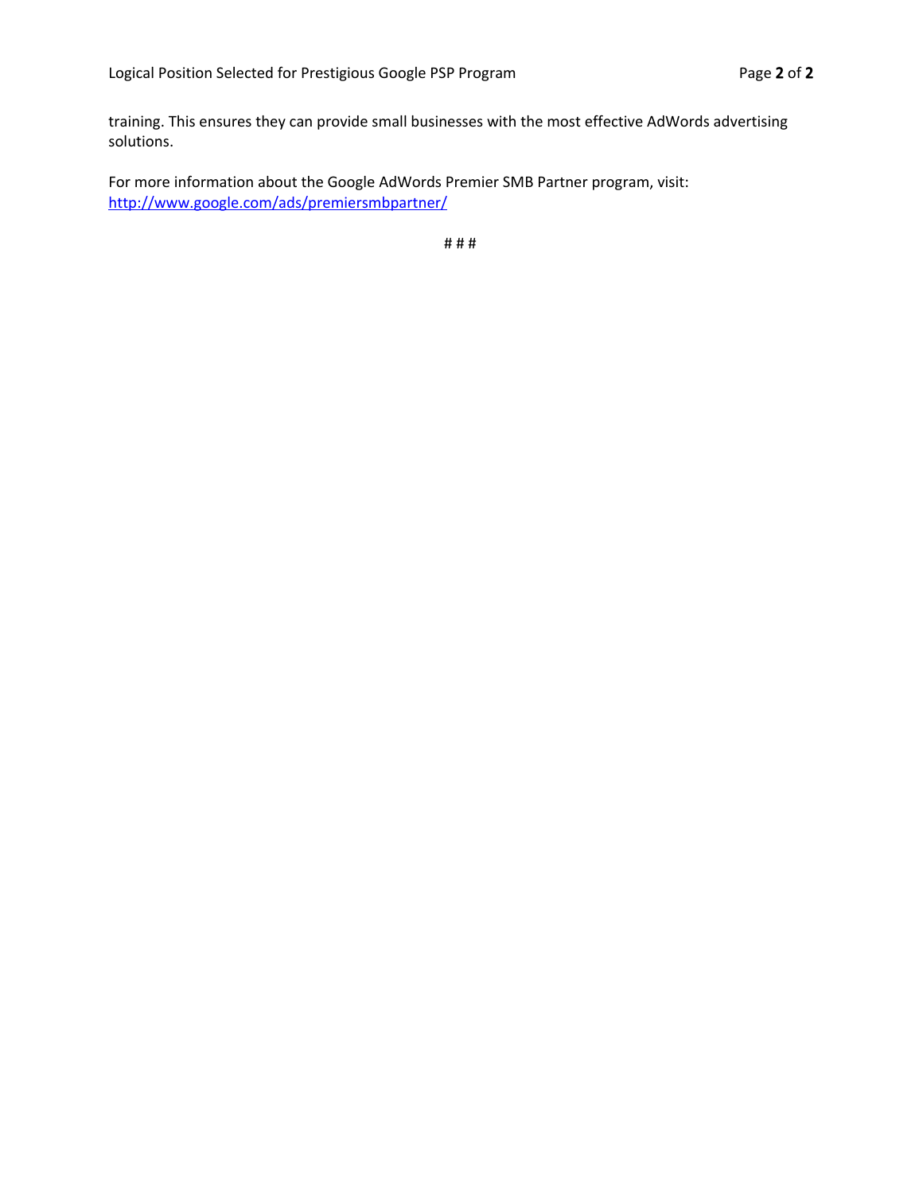training. This ensures they can provide small businesses with the most effective AdWords advertising solutions.

For more information about the Google AdWords Premier SMB Partner program, visit: [http://www.google.com/ads/premiersmbpartner/](http://www.google.com/ads/premiersmbpartner/)

# # #